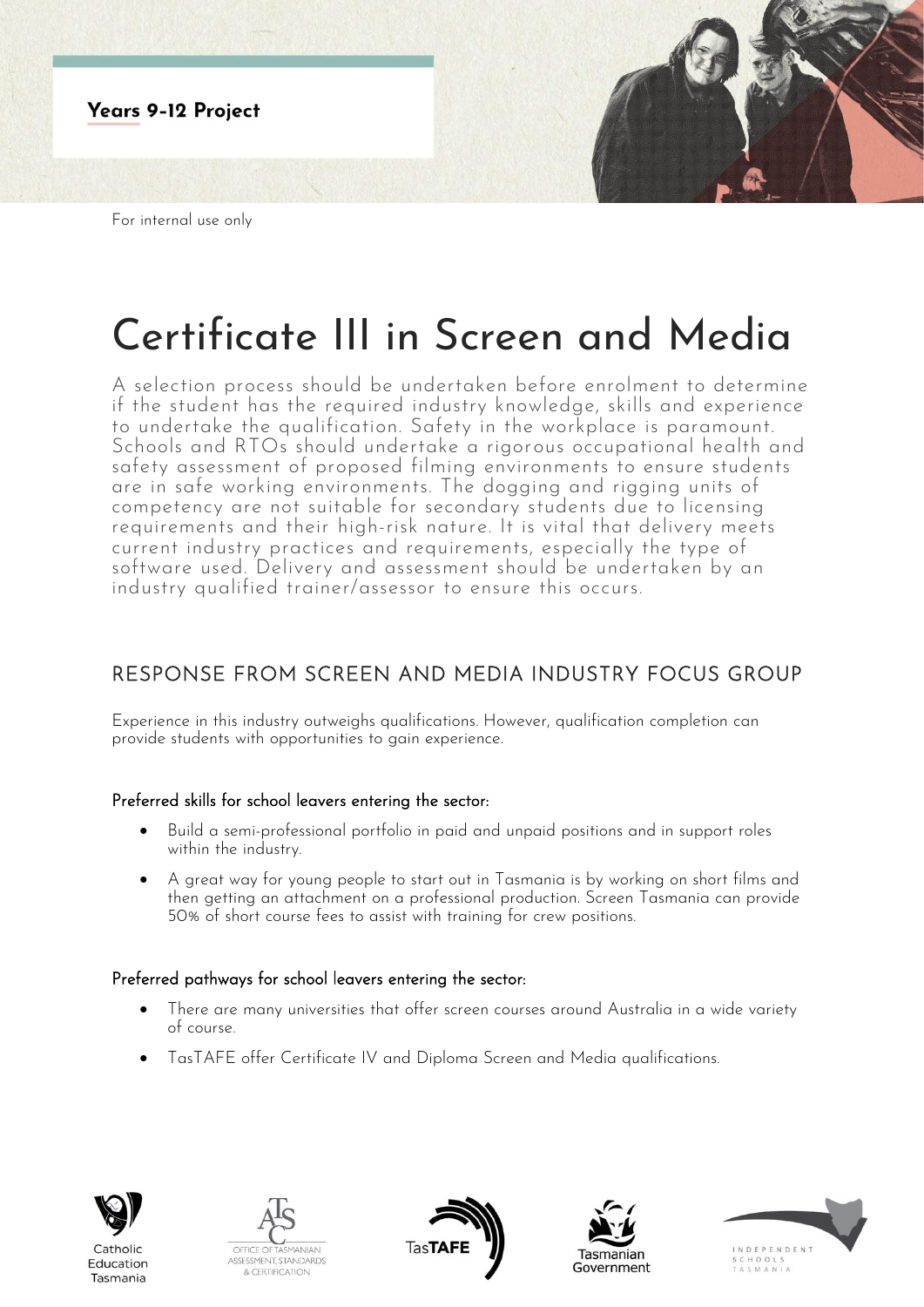**Years 9-12 Project**

For internal use only

# Certificate III in Screen and Media

A selection process should be undertaken before enrolment to determine if the student has the required industry knowledge, skills and experience to undertake the qualification. Safety in the workplace is paramount. Schools and RTOs should undertake a rigorous occupational health and safety assessment of proposed filming environments to ensure students are in safe working environments. The dogging and rigging units of competency are not suitable for secondary students due to licensing requirements and their high-risk nature. It is vital that delivery meets current industry practices and requirements, especially the type of software used. Delivery and assessment should be undertaken by an industry qualified trainer/assessor to ensure this occurs.

## RESPONSE FROM SCREEN AND MEDIA INDUSTRY FOCUS GROUP

Experience in this industry outweighs qualifications. However, qualification completion can provide students with opportunities to gain experience.

### Preferred skills for school leavers entering the sector:

- Build a semi-professional portfolio in paid and unpaid positions and in support roles within the industry.
- A great way for young people to start out in Tasmania is by working on short films and then getting an attachment on a professional production. Screen Tasmania can provide 50% of short course fees to assist with training for crew positions.

### Preferred pathways for school leavers entering the sector:

- There are many universities that offer screen courses around Australia in a wide variety of course.
- TasTAFE offer Certificate IV and Diploma Screen and Media qualifications.

Catholic Education Tasmania

Office of Tasmanian Assessment, Standards & Certification

TasTAFE

Tasmanian Government

Independent Schools Tasmania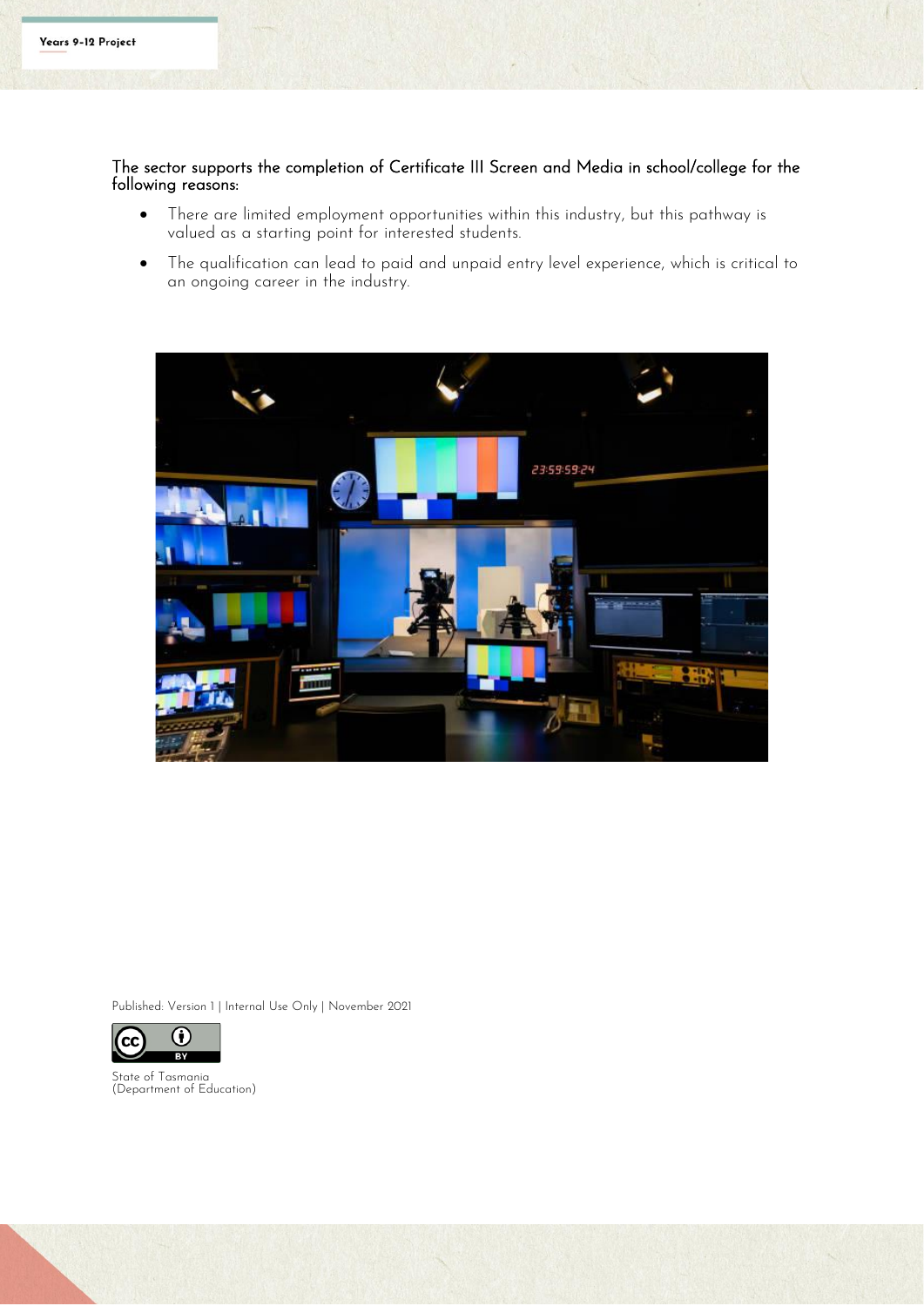The sector supports the completion of Certificate III Screen and Media in school/college for the following reasons:

- There are limited employment opportunities within this industry, but this pathway is valued as a starting point for interested students.
- The qualification can lead to paid and unpaid entry level experience, which is critical to an ongoing career in the industry.

Published: Version 1 | Internal Use Only | November 2021

State of Tasmania
(Department of Education)